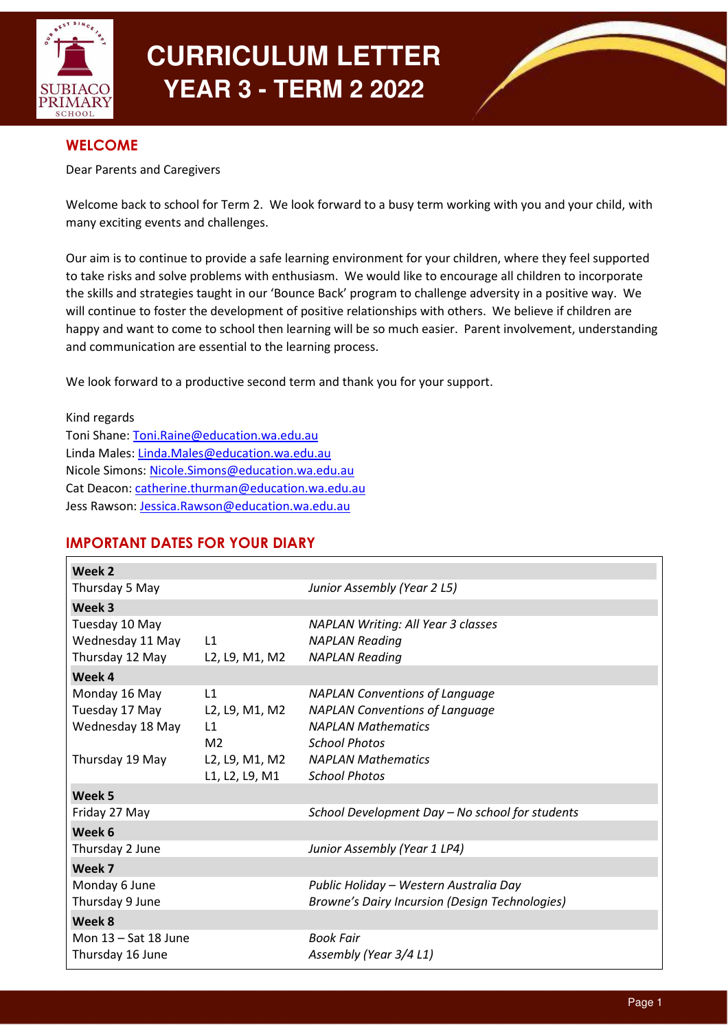# CURRICULUM LETTER
## YEAR 3 - TERM 2 2022

## WELCOME

Dear Parents and Caregivers

Welcome back to school for Term 2. We look forward to a busy term working with you and your child, with many exciting events and challenges.

Our aim is to continue to provide a safe learning environment for your children, where they feel supported to take risks and solve problems with enthusiasm. We would like to encourage all children to incorporate the skills and strategies taught in our 'Bounce Back' program to challenge adversity in a positive way. We will continue to foster the development of positive relationships with others. We believe if children are happy and want to come to school then learning will be so much easier. Parent involvement, understanding and communication are essential to the learning process.

We look forward to a productive second term and thank you for your support.

Kind regards
Toni Shane: Toni.Raine@education.wa.edu.au
Linda Males: Linda.Males@education.wa.edu.au
Nicole Simons: Nicole.Simons@education.wa.edu.au
Cat Deacon: catherine.thurman@education.wa.edu.au
Jess Rawson: Jessica.Rawson@education.wa.edu.au

## IMPORTANT DATES FOR YOUR DIARY

| | | |
|---|---|---|
| **Week 2** | | |
| Thursday 5 May | | *Junior Assembly (Year 2 L5)* |
| **Week 3** | | |
| Tuesday 10 May | | *NAPLAN Writing: All Year 3 classes* |
| Wednesday 11 May | L1 | *NAPLAN Reading* |
| Thursday 12 May | L2, L9, M1, M2 | *NAPLAN Reading* |
| **Week 4** | | |
| Monday 16 May | L1 | *NAPLAN Conventions of Language* |
| Tuesday 17 May | L2, L9, M1, M2 | *NAPLAN Conventions of Language* |
| Wednesday 18 May | L1 | *NAPLAN Mathematics* |
| | M2 | *School Photos* |
| Thursday 19 May | L2, L9, M1, M2 | *NAPLAN Mathematics* |
| | L1, L2, L9, M1 | *School Photos* |
| **Week 5** | | |
| Friday 27 May | | *School Development Day – No school for students* |
| **Week 6** | | |
| Thursday 2 June | | *Junior Assembly (Year 1 LP4)* |
| **Week 7** | | |
| Monday 6 June | | *Public Holiday – Western Australia Day* |
| Thursday 9 June | | *Browne's Dairy Incursion (Design Technologies)* |
| **Week 8** | | |
| Mon 13 – Sat 18 June | | *Book Fair* |
| Thursday 16 June | | *Assembly (Year 3/4 L1)* |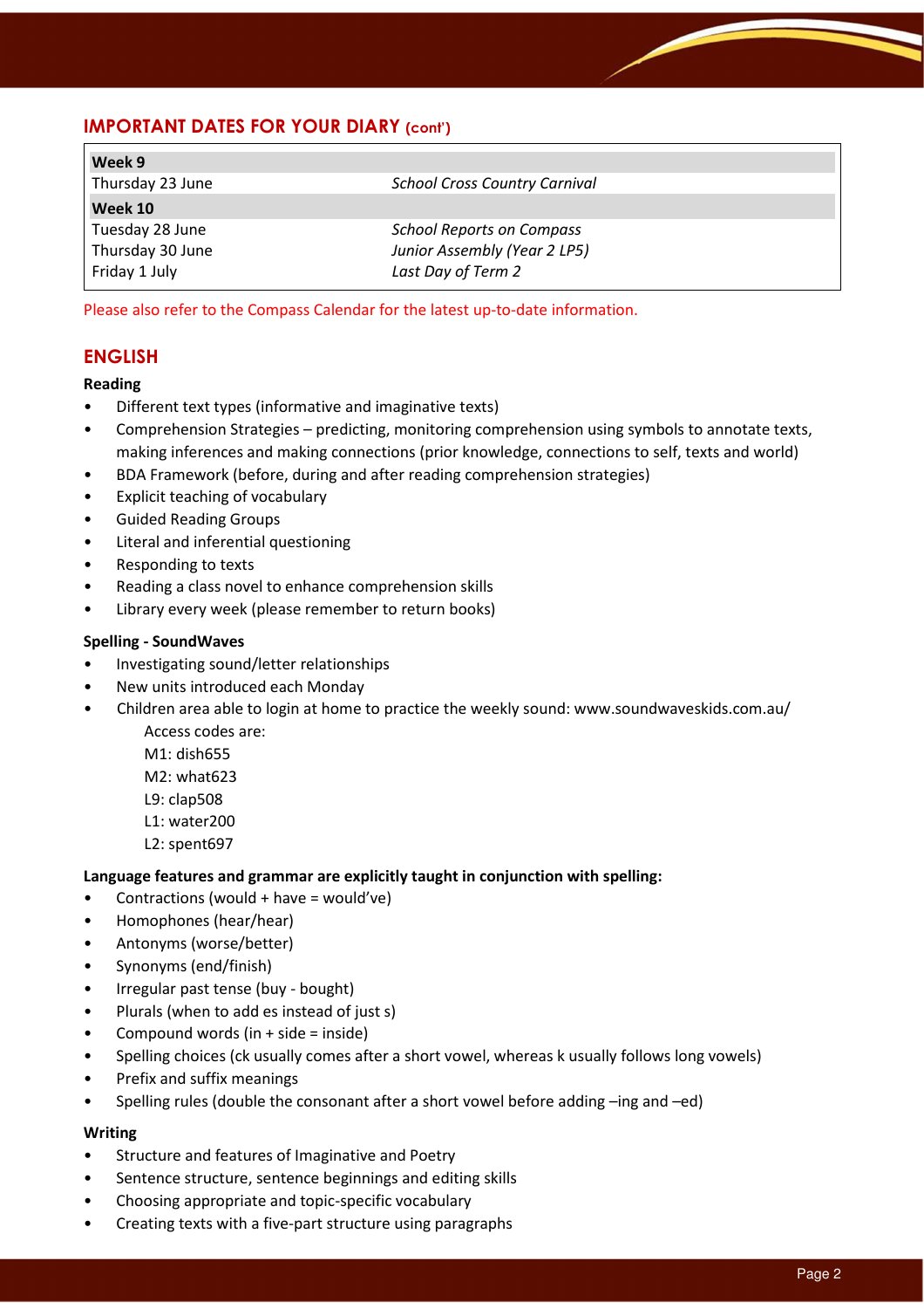## IMPORTANT DATES FOR YOUR DIARY (cont')

| **Week 9** | |
|---|---|
| Thursday 23 June | *School Cross Country Carnival* |
| **Week 10** | |
| Tuesday 28 June | *School Reports on Compass* |
| Thursday 30 June | *Junior Assembly (Year 2 LP5)* |
| Friday 1 July | *Last Day of Term 2* |

Please also refer to the Compass Calendar for the latest up-to-date information.

## ENGLISH

**Reading**

- Different text types (informative and imaginative texts)
- Comprehension Strategies – predicting, monitoring comprehension using symbols to annotate texts, making inferences and making connections (prior knowledge, connections to self, texts and world)
- BDA Framework (before, during and after reading comprehension strategies)
- Explicit teaching of vocabulary
- Guided Reading Groups
- Literal and inferential questioning
- Responding to texts
- Reading a class novel to enhance comprehension skills
- Library every week (please remember to return books)

**Spelling - SoundWaves**

- Investigating sound/letter relationships
- New units introduced each Monday
- Children area able to login at home to practice the weekly sound: www.soundwaveskids.com.au/
  
  Access codes are:
  M1: dish655
  M2: what623
  L9: clap508
  L1: water200
  L2: spent697

**Language features and grammar are explicitly taught in conjunction with spelling:**

- Contractions (would + have = would've)
- Homophones (hear/hear)
- Antonyms (worse/better)
- Synonyms (end/finish)
- Irregular past tense (buy - bought)
- Plurals (when to add es instead of just s)
- Compound words (in + side = inside)
- Spelling choices (ck usually comes after a short vowel, whereas k usually follows long vowels)
- Prefix and suffix meanings
- Spelling rules (double the consonant after a short vowel before adding –ing and –ed)

**Writing**

- Structure and features of Imaginative and Poetry
- Sentence structure, sentence beginnings and editing skills
- Choosing appropriate and topic-specific vocabulary
- Creating texts with a five-part structure using paragraphs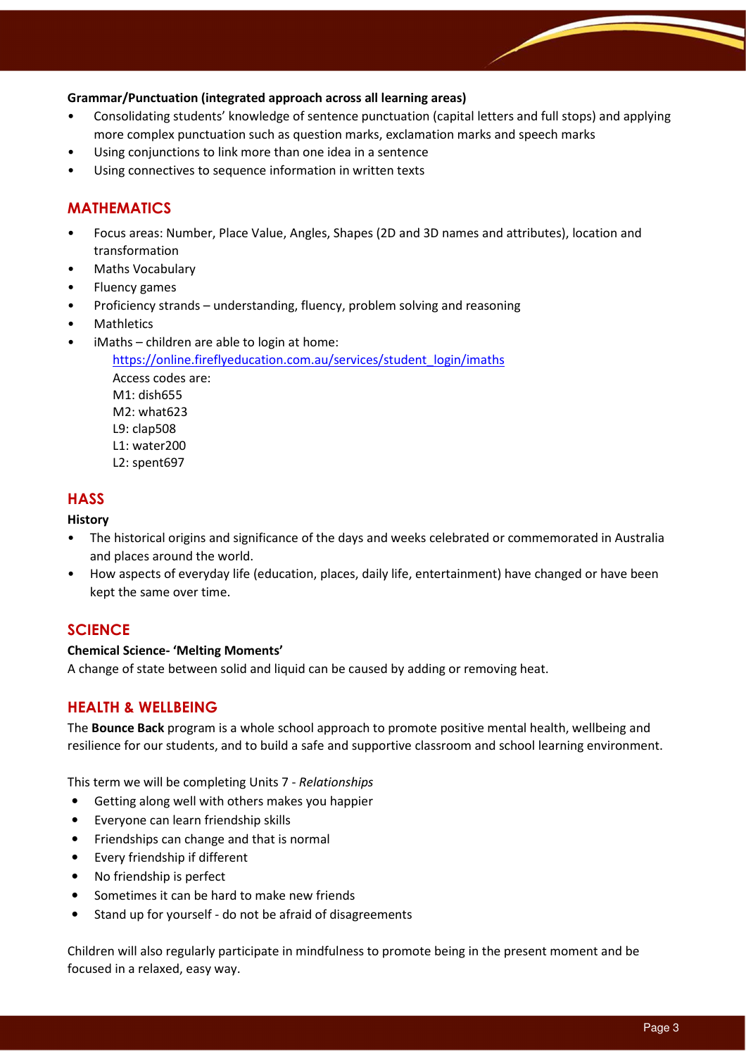**Grammar/Punctuation (integrated approach across all learning areas)**

- Consolidating students' knowledge of sentence punctuation (capital letters and full stops) and applying more complex punctuation such as question marks, exclamation marks and speech marks
- Using conjunctions to link more than one idea in a sentence
- Using connectives to sequence information in written texts

## MATHEMATICS

- Focus areas: Number, Place Value, Angles, Shapes (2D and 3D names and attributes), location and transformation
- Maths Vocabulary
- Fluency games
- Proficiency strands – understanding, fluency, problem solving and reasoning
- Mathletics
- iMaths – children are able to login at home:
  https://online.fireflyeducation.com.au/services/student_login/imaths
  Access codes are:
  M1: dish655
  M2: what623
  L9: clap508
  L1: water200
  L2: spent697

## HASS

**History**

- The historical origins and significance of the days and weeks celebrated or commemorated in Australia and places around the world.
- How aspects of everyday life (education, places, daily life, entertainment) have changed or have been kept the same over time.

## SCIENCE

**Chemical Science- 'Melting Moments'**

A change of state between solid and liquid can be caused by adding or removing heat.

## HEALTH & WELLBEING

The **Bounce Back** program is a whole school approach to promote positive mental health, wellbeing and resilience for our students, and to build a safe and supportive classroom and school learning environment.

This term we will be completing Units 7 - *Relationships*

- Getting along well with others makes you happier
- Everyone can learn friendship skills
- Friendships can change and that is normal
- Every friendship if different
- No friendship is perfect
- Sometimes it can be hard to make new friends
- Stand up for yourself - do not be afraid of disagreements

Children will also regularly participate in mindfulness to promote being in the present moment and be focused in a relaxed, easy way.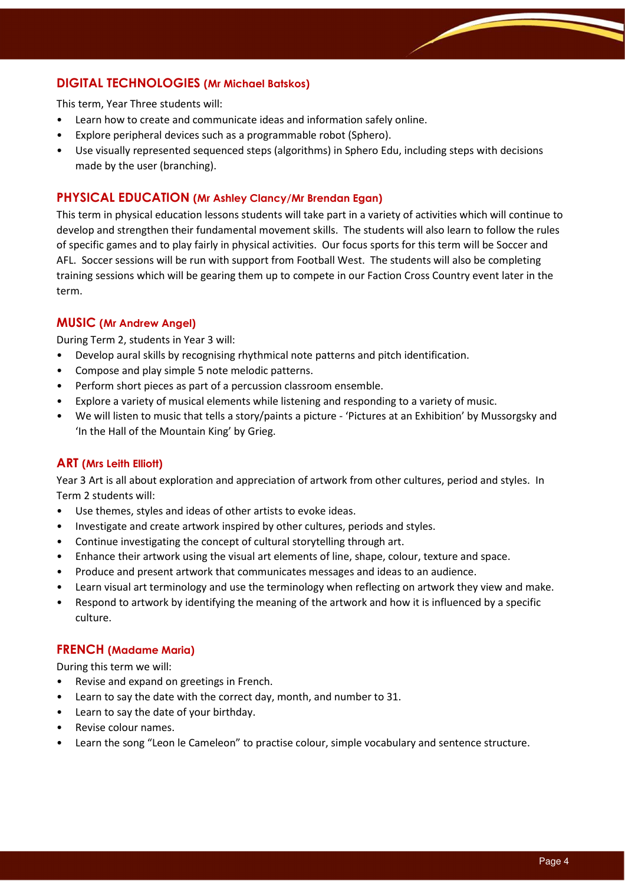## DIGITAL TECHNOLOGIES (Mr Michael Batskos)

This term, Year Three students will:

- Learn how to create and communicate ideas and information safely online.
- Explore peripheral devices such as a programmable robot (Sphero).
- Use visually represented sequenced steps (algorithms) in Sphero Edu, including steps with decisions made by the user (branching).

## PHYSICAL EDUCATION (Mr Ashley Clancy/Mr Brendan Egan)

This term in physical education lessons students will take part in a variety of activities which will continue to develop and strengthen their fundamental movement skills. The students will also learn to follow the rules of specific games and to play fairly in physical activities. Our focus sports for this term will be Soccer and AFL. Soccer sessions will be run with support from Football West. The students will also be completing training sessions which will be gearing them up to compete in our Faction Cross Country event later in the term.

## MUSIC (Mr Andrew Angel)

During Term 2, students in Year 3 will:

- Develop aural skills by recognising rhythmical note patterns and pitch identification.
- Compose and play simple 5 note melodic patterns.
- Perform short pieces as part of a percussion classroom ensemble.
- Explore a variety of musical elements while listening and responding to a variety of music.
- We will listen to music that tells a story/paints a picture - 'Pictures at an Exhibition' by Mussorgsky and 'In the Hall of the Mountain King' by Grieg.

## ART (Mrs Leith Elliott)

Year 3 Art is all about exploration and appreciation of artwork from other cultures, period and styles. In Term 2 students will:

- Use themes, styles and ideas of other artists to evoke ideas.
- Investigate and create artwork inspired by other cultures, periods and styles.
- Continue investigating the concept of cultural storytelling through art.
- Enhance their artwork using the visual art elements of line, shape, colour, texture and space.
- Produce and present artwork that communicates messages and ideas to an audience.
- Learn visual art terminology and use the terminology when reflecting on artwork they view and make.
- Respond to artwork by identifying the meaning of the artwork and how it is influenced by a specific culture.

## FRENCH (Madame Maria)

During this term we will:

- Revise and expand on greetings in French.
- Learn to say the date with the correct day, month, and number to 31.
- Learn to say the date of your birthday.
- Revise colour names.
- Learn the song "Leon le Cameleon" to practise colour, simple vocabulary and sentence structure.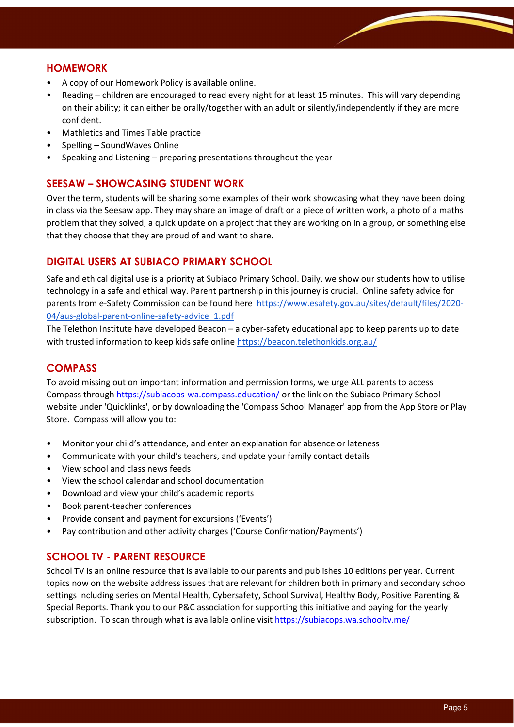## HOMEWORK

- A copy of our Homework Policy is available online.
- Reading – children are encouraged to read every night for at least 15 minutes. This will vary depending on their ability; it can either be orally/together with an adult or silently/independently if they are more confident.
- Mathletics and Times Table practice
- Spelling – SoundWaves Online
- Speaking and Listening – preparing presentations throughout the year

## SEESAW – SHOWCASING STUDENT WORK

Over the term, students will be sharing some examples of their work showcasing what they have been doing in class via the Seesaw app. They may share an image of draft or a piece of written work, a photo of a maths problem that they solved, a quick update on a project that they are working on in a group, or something else that they choose that they are proud of and want to share.

## DIGITAL USERS AT SUBIACO PRIMARY SCHOOL

Safe and ethical digital use is a priority at Subiaco Primary School. Daily, we show our students how to utilise technology in a safe and ethical way. Parent partnership in this journey is crucial. Online safety advice for parents from e-Safety Commission can be found here https://www.esafety.gov.au/sites/default/files/2020-04/aus-global-parent-online-safety-advice_1.pdf

The Telethon Institute have developed Beacon – a cyber-safety educational app to keep parents up to date with trusted information to keep kids safe online https://beacon.telethonkids.org.au/

## COMPASS

To avoid missing out on important information and permission forms, we urge ALL parents to access Compass through https://subiacops-wa.compass.education/ or the link on the Subiaco Primary School website under 'Quicklinks', or by downloading the 'Compass School Manager' app from the App Store or Play Store. Compass will allow you to:

- Monitor your child's attendance, and enter an explanation for absence or lateness
- Communicate with your child's teachers, and update your family contact details
- View school and class news feeds
- View the school calendar and school documentation
- Download and view your child's academic reports
- Book parent-teacher conferences
- Provide consent and payment for excursions ('Events')
- Pay contribution and other activity charges ('Course Confirmation/Payments')

## SCHOOL TV - PARENT RESOURCE

School TV is an online resource that is available to our parents and publishes 10 editions per year. Current topics now on the website address issues that are relevant for children both in primary and secondary school settings including series on Mental Health, Cybersafety, School Survival, Healthy Body, Positive Parenting & Special Reports. Thank you to our P&C association for supporting this initiative and paying for the yearly subscription. To scan through what is available online visit https://subiacops.wa.schooltv.me/